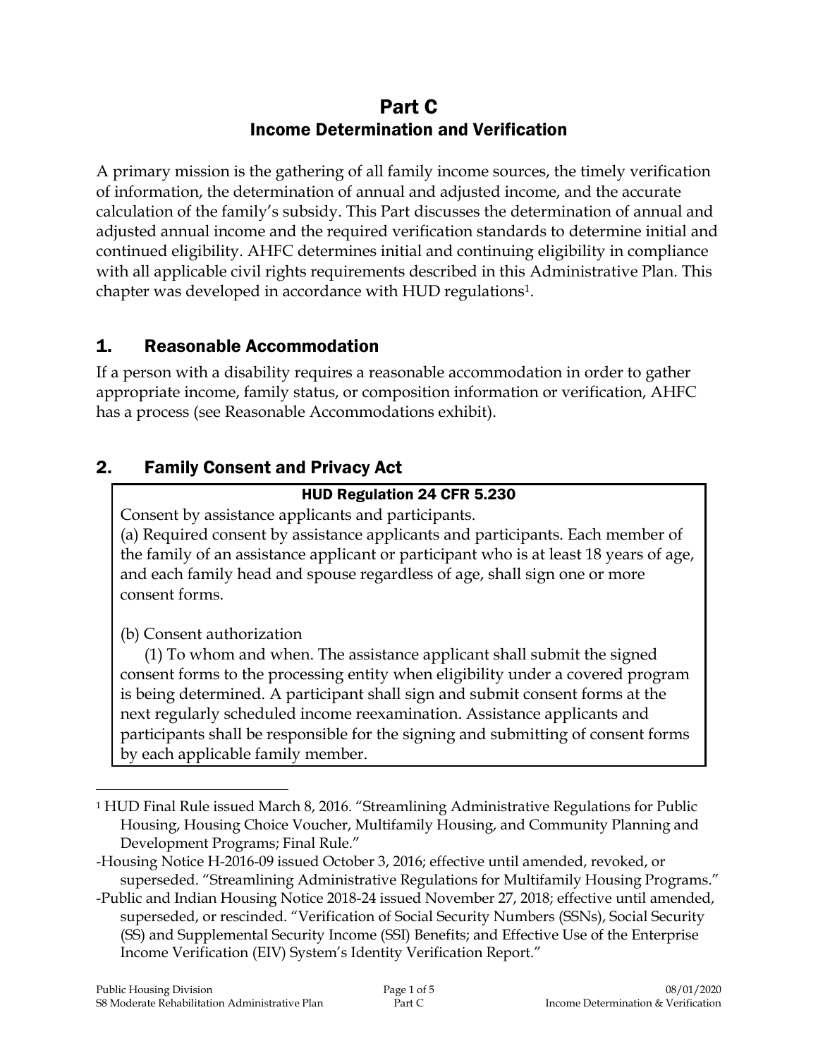# Part C
## Income Determination and Verification

A primary mission is the gathering of all family income sources, the timely verification of information, the determination of annual and adjusted income, and the accurate calculation of the family's subsidy. This Part discusses the determination of annual and adjusted annual income and the required verification standards to determine initial and continued eligibility. AHFC determines initial and continuing eligibility in compliance with all applicable civil rights requirements described in this Administrative Plan. This chapter was developed in accordance with HUD regulations[1].

## 1. Reasonable Accommodation

If a person with a disability requires a reasonable accommodation in order to gather appropriate income, family status, or composition information or verification, AHFC has a process (see Reasonable Accommodations exhibit).

## 2. Family Consent and Privacy Act

**HUD Regulation 24 CFR 5.230**

Consent by assistance applicants and participants.

(a) Required consent by assistance applicants and participants. Each member of the family of an assistance applicant or participant who is at least 18 years of age, and each family head and spouse regardless of age, shall sign one or more consent forms.

(b) Consent authorization

(1) To whom and when. The assistance applicant shall submit the signed consent forms to the processing entity when eligibility under a covered program is being determined. A participant shall sign and submit consent forms at the next regularly scheduled income reexamination. Assistance applicants and participants shall be responsible for the signing and submitting of consent forms by each applicable family member.

---

[1] HUD Final Rule issued March 8, 2016. "Streamlining Administrative Regulations for Public Housing, Housing Choice Voucher, Multifamily Housing, and Community Planning and Development Programs; Final Rule."

-Housing Notice H-2016-09 issued October 3, 2016; effective until amended, revoked, or superseded. "Streamlining Administrative Regulations for Multifamily Housing Programs."

-Public and Indian Housing Notice 2018-24 issued November 27, 2018; effective until amended, superseded, or rescinded. "Verification of Social Security Numbers (SSNs), Social Security (SS) and Supplemental Security Income (SSI) Benefits; and Effective Use of the Enterprise Income Verification (EIV) System's Identity Verification Report."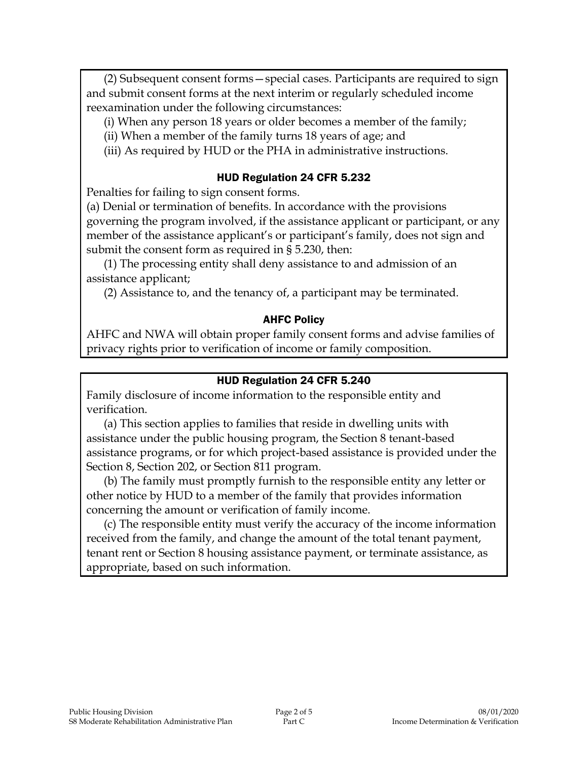(2) Subsequent consent forms—special cases. Participants are required to sign and submit consent forms at the next interim or regularly scheduled income reexamination under the following circumstances:

(i) When any person 18 years or older becomes a member of the family;

(ii) When a member of the family turns 18 years of age; and

(iii) As required by HUD or the PHA in administrative instructions.

### HUD Regulation 24 CFR 5.232

Penalties for failing to sign consent forms.

(a) Denial or termination of benefits. In accordance with the provisions governing the program involved, if the assistance applicant or participant, or any member of the assistance applicant's or participant's family, does not sign and submit the consent form as required in § 5.230, then:

(1) The processing entity shall deny assistance to and admission of an assistance applicant;

(2) Assistance to, and the tenancy of, a participant may be terminated.

### AHFC Policy

AHFC and NWA will obtain proper family consent forms and advise families of privacy rights prior to verification of income or family composition.

### HUD Regulation 24 CFR 5.240

Family disclosure of income information to the responsible entity and verification.

(a) This section applies to families that reside in dwelling units with assistance under the public housing program, the Section 8 tenant-based assistance programs, or for which project-based assistance is provided under the Section 8, Section 202, or Section 811 program.

(b) The family must promptly furnish to the responsible entity any letter or other notice by HUD to a member of the family that provides information concerning the amount or verification of family income.

(c) The responsible entity must verify the accuracy of the income information received from the family, and change the amount of the total tenant payment, tenant rent or Section 8 housing assistance payment, or terminate assistance, as appropriate, based on such information.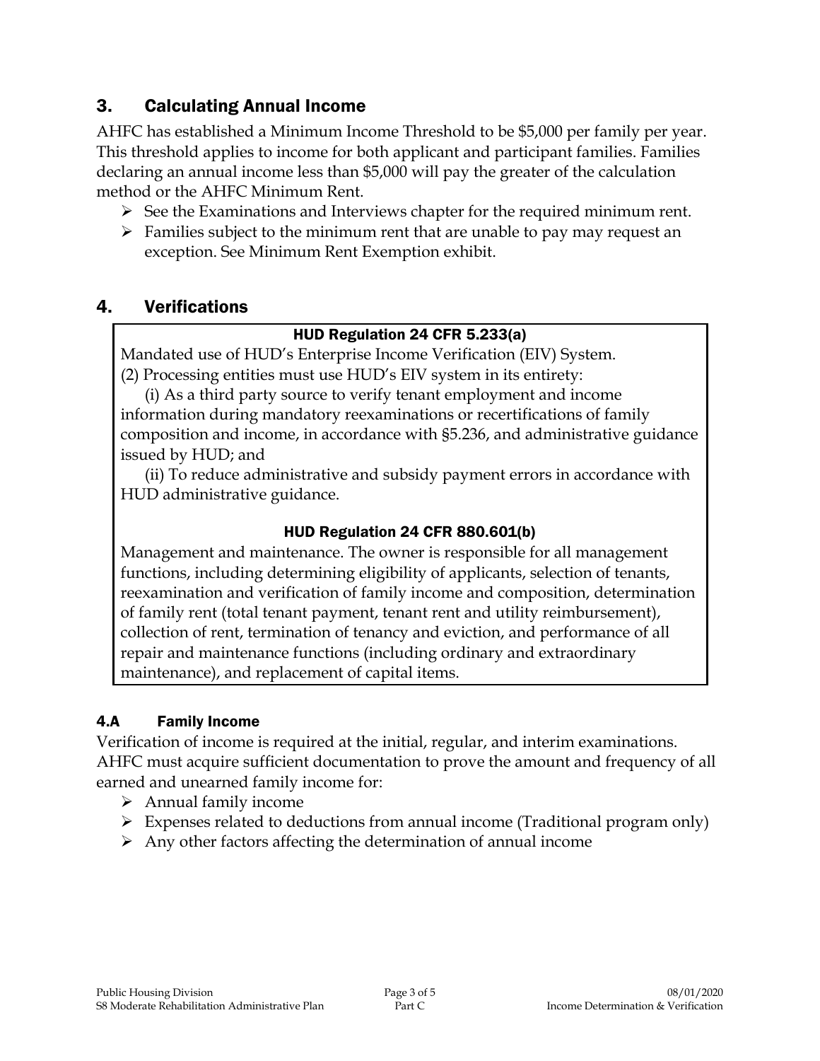## 3. Calculating Annual Income

AHFC has established a Minimum Income Threshold to be $5,000 per family per year. This threshold applies to income for both applicant and participant families. Families declaring an annual income less than $5,000 will pay the greater of the calculation method or the AHFC Minimum Rent.

- See the Examinations and Interviews chapter for the required minimum rent.
- Families subject to the minimum rent that are unable to pay may request an exception. See Minimum Rent Exemption exhibit.

## 4. Verifications

> **HUD Regulation 24 CFR 5.233(a)**
>
> Mandated use of HUD's Enterprise Income Verification (EIV) System.
>
> (2) Processing entities must use HUD's EIV system in its entirety:
>
> (i) As a third party source to verify tenant employment and income information during mandatory reexaminations or recertifications of family composition and income, in accordance with §5.236, and administrative guidance issued by HUD; and
>
> (ii) To reduce administrative and subsidy payment errors in accordance with HUD administrative guidance.
>
> **HUD Regulation 24 CFR 880.601(b)**
>
> Management and maintenance. The owner is responsible for all management functions, including determining eligibility of applicants, selection of tenants, reexamination and verification of family income and composition, determination of family rent (total tenant payment, tenant rent and utility reimbursement), collection of rent, termination of tenancy and eviction, and performance of all repair and maintenance functions (including ordinary and extraordinary maintenance), and replacement of capital items.

### 4.A Family Income

Verification of income is required at the initial, regular, and interim examinations. AHFC must acquire sufficient documentation to prove the amount and frequency of all earned and unearned family income for:

- Annual family income
- Expenses related to deductions from annual income (Traditional program only)
- Any other factors affecting the determination of annual income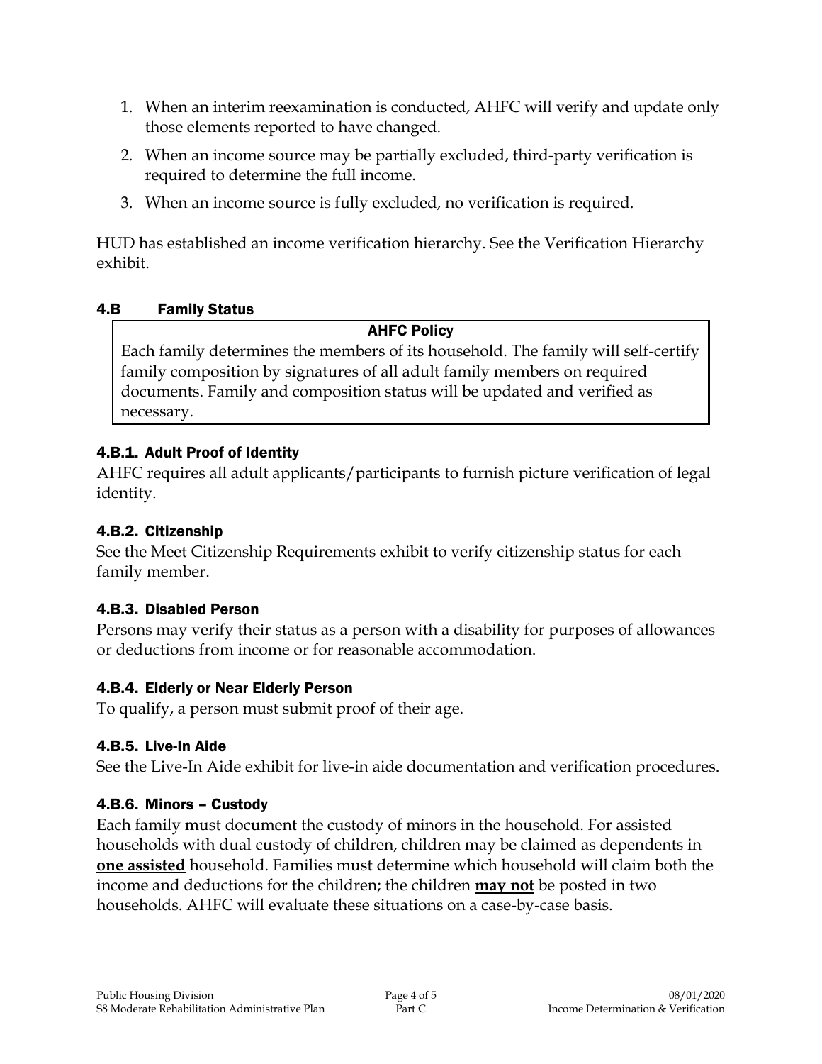1. When an interim reexamination is conducted, AHFC will verify and update only those elements reported to have changed.
2. When an income source may be partially excluded, third-party verification is required to determine the full income.
3. When an income source is fully excluded, no verification is required.

HUD has established an income verification hierarchy. See the Verification Hierarchy exhibit.

## 4.B Family Status

**AHFC Policy**

Each family determines the members of its household. The family will self-certify family composition by signatures of all adult family members on required documents. Family and composition status will be updated and verified as necessary.

### 4.B.1. Adult Proof of Identity

AHFC requires all adult applicants/participants to furnish picture verification of legal identity.

### 4.B.2. Citizenship

See the Meet Citizenship Requirements exhibit to verify citizenship status for each family member.

### 4.B.3. Disabled Person

Persons may verify their status as a person with a disability for purposes of allowances or deductions from income or for reasonable accommodation.

### 4.B.4. Elderly or Near Elderly Person

To qualify, a person must submit proof of their age.

### 4.B.5. Live-In Aide

See the Live-In Aide exhibit for live-in aide documentation and verification procedures.

### 4.B.6. Minors – Custody

Each family must document the custody of minors in the household. For assisted households with dual custody of children, children may be claimed as dependents in **one assisted** household. Families must determine which household will claim both the income and deductions for the children; the children **may not** be posted in two households. AHFC will evaluate these situations on a case-by-case basis.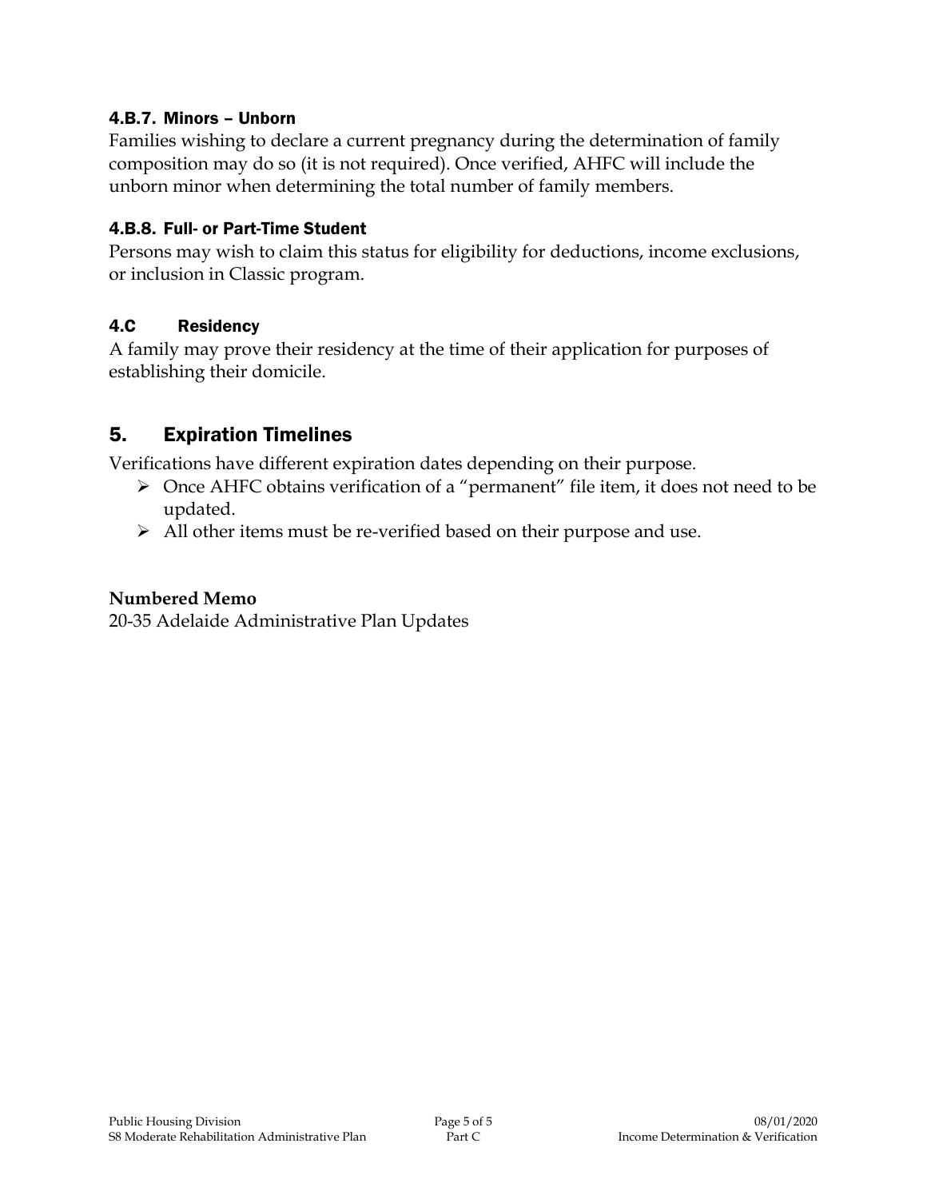#### 4.B.7. Minors – Unborn

Families wishing to declare a current pregnancy during the determination of family composition may do so (it is not required). Once verified, AHFC will include the unborn minor when determining the total number of family members.

#### 4.B.8. Full- or Part-Time Student

Persons may wish to claim this status for eligibility for deductions, income exclusions, or inclusion in Classic program.

### 4.C Residency

A family may prove their residency at the time of their application for purposes of establishing their domicile.

## 5. Expiration Timelines

Verifications have different expiration dates depending on their purpose.

- Once AHFC obtains verification of a "permanent" file item, it does not need to be updated.
- All other items must be re-verified based on their purpose and use.

**Numbered Memo**

20-35 Adelaide Administrative Plan Updates